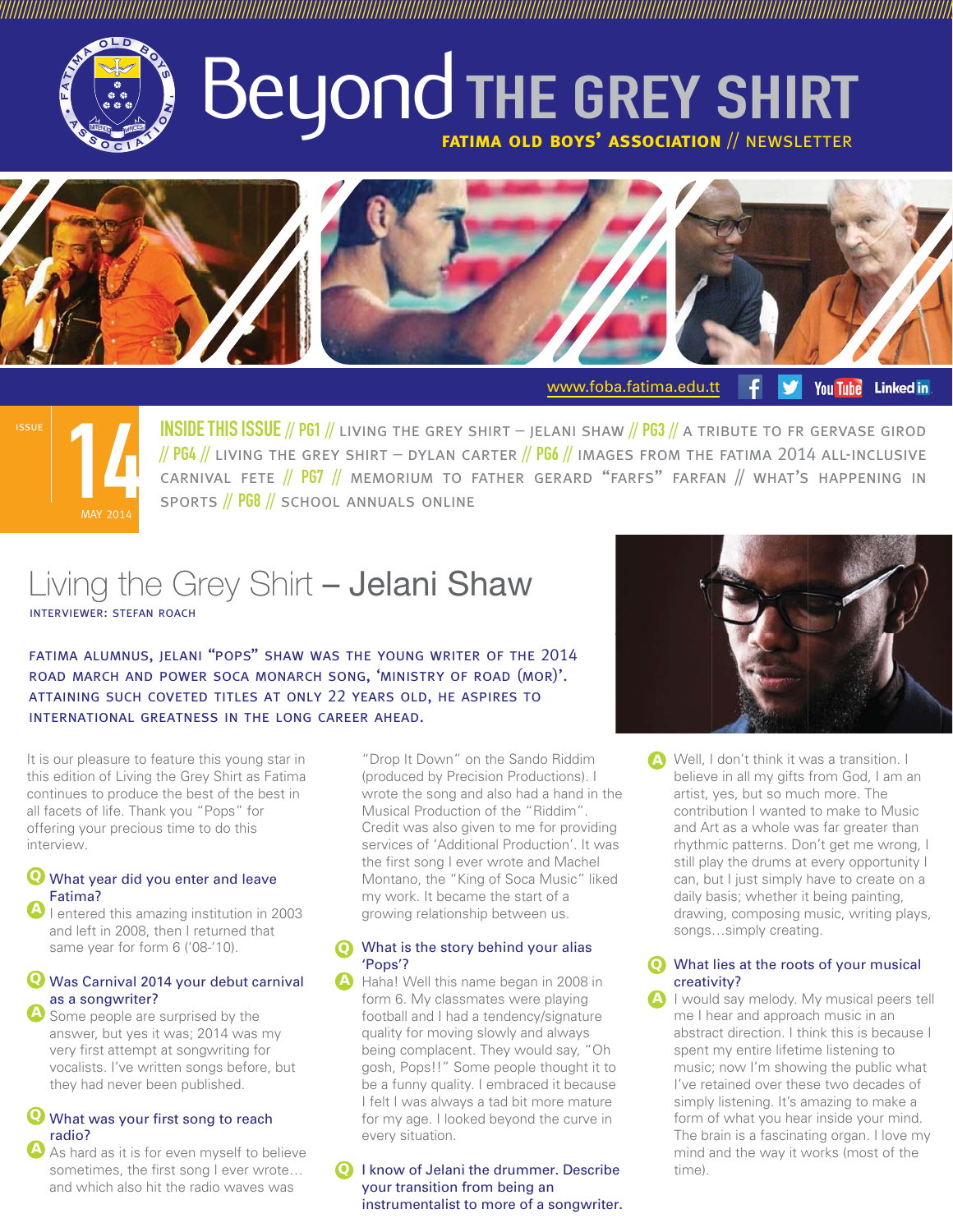# Beyond THE GREY SHIRT

**FATIMA OLD BOYS' ASSOCIATION // NEWSLETTER**

www.foba.fatima.edu.tt

ISSUE 14 — MAY 2014

**INSIDE THIS ISSUE** // PG1 // LIVING THE GREY SHIRT – JELANI SHAW // PG3 // A TRIBUTE TO FR GERVASE GIROD // PG4 // LIVING THE GREY SHIRT – DYLAN CARTER // PG6 // IMAGES FROM THE FATIMA 2014 ALL-INCLUSIVE CARNIVAL FETE // PG7 // MEMORIUM TO FATHER GERARD "FARFS" FARFAN // WHAT'S HAPPENING IN SPORTS // PG8 // SCHOOL ANNUALS ONLINE

## Living the Grey Shirt – Jelani Shaw

INTERVIEWER: STEFAN ROACH

FATIMA ALUMNUS, JELANI "POPS" SHAW WAS THE YOUNG WRITER OF THE 2014 ROAD MARCH AND POWER SOCA MONARCH SONG, 'MINISTRY OF ROAD (MOR)'. ATTAINING SUCH COVETED TITLES AT ONLY 22 YEARS OLD, HE ASPIRES TO INTERNATIONAL GREATNESS IN THE LONG CAREER AHEAD.

It is our pleasure to feature this young star in this edition of Living the Grey Shirt as Fatima continues to produce the best of the best in all facets of life. Thank you "Pops" for offering your precious time to do this interview.

**Q: What year did you enter and leave Fatima?**

A: I entered this amazing institution in 2003 and left in 2008, then I returned that same year for form 6 ('08-'10).

**Q: Was Carnival 2014 your debut carnival as a songwriter?**

A: Some people are surprised by the answer, but yes it was; 2014 was my very first attempt at songwriting for vocalists. I've written songs before, but they had never been published.

**Q: What was your first song to reach radio?**

A: As hard as it is for even myself to believe sometimes, the first song I ever wrote… and which also hit the radio waves was "Drop It Down" on the Sando Riddim (produced by Precision Productions). I wrote the song and also had a hand in the Musical Production of the "Riddim". Credit was also given to me for providing services of 'Additional Production'. It was the first song I ever wrote and Machel Montano, the "King of Soca Music" liked my work. It became the start of a growing relationship between us.

**Q: What is the story behind your alias 'Pops'?**

A: Haha! Well this name began in 2008 in form 6. My classmates were playing football and I had a tendency/signature quality for moving slowly and always being complacent. They would say, "Oh gosh, Pops!!" Some people thought it to be a funny quality. I embraced it because I felt I was always a tad bit more mature for my age. I looked beyond the curve in every situation.

**Q: I know of Jelani the drummer. Describe your transition from being an instrumentalist to more of a songwriter.**

A: Well, I don't think it was a transition. I believe in all my gifts from God, I am an artist, yes, but so much more. The contribution I wanted to make to Music and Art as a whole was far greater than rhythmic patterns. Don't get me wrong, I still play the drums at every opportunity I can, but I just simply have to create on a daily basis; whether it being painting, drawing, composing music, writing plays, songs…simply creating.

**Q: What lies at the roots of your musical creativity?**

A: I would say melody. My musical peers tell me I hear and approach music in an abstract direction. I think this is because I spent my entire lifetime listening to music; now I'm showing the public what I've retained over these two decades of simply listening. It's amazing to make a form of what you hear inside your mind. The brain is a fascinating organ. I love my mind and the way it works (most of the time).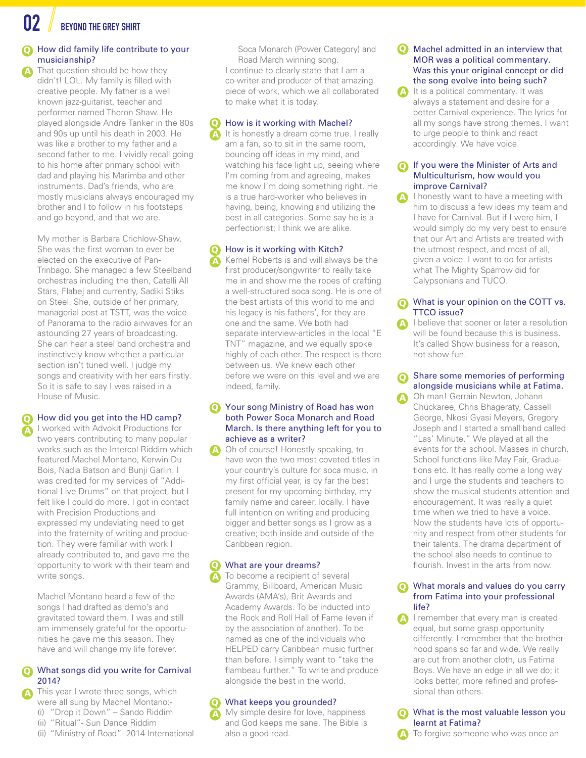**Q How did family life contribute to your musicianship?**

**A** That question should be how they didn't! LOL. My family is filled with creative people. My father is a well known jazz-guitarist, teacher and performer named Theron Shaw. He played alongside Andre Tanker in the 80s and 90s up until his death in 2003. He was like a brother to my father and a second father to me. I vividly recall going to his home after primary school with dad and playing his Marimba and other instruments. Dad's friends, who are mostly musicians always encouraged my brother and I to follow in his footsteps and go beyond, and that we are.

My mother is Barbara Crichlow-Shaw. She was the first woman to ever be elected on the executive of Pan-Trinbago. She managed a few Steelband orchestras including the then, Catelli All Stars, Flabej and currently, Sadiki Stiks on Steel. She, outside of her primary, managerial post at TSTT, was the voice of Panorama to the radio airwaves for an astounding 27 years of broadcasting. She can hear a steel band orchestra and instinctively know whether a particular section isn't tuned well. I judge my songs and creativity with her ears firstly. So it is safe to say I was raised in a House of Music.

**Q How did you get into the HD camp?**

**A** I worked with Advokit Productions for two years contributing to many popular works such as the Intercol Riddim which featured Machel Montano, Kerwin Du Bois, Nadia Batson and Bunji Garlin. I was credited for my services of "Additional Live Drums" on that project, but I felt like I could do more. I got in contact with Precision Productions and expressed my undeviating need to get into the fraternity of writing and production. They were familiar with work I already contributed to, and gave me the opportunity to work with their team and write songs.

Machel Montano heard a few of the songs I had drafted as demo's and gravitated toward them. I was and still am immensely grateful for the opportunities he gave me this season. They have and will change my life forever.

**Q What songs did you write for Carnival 2014?**

**A** This year I wrote three songs, which were all sung by Machel Montano:-

(i) "Drop it Down" – Sando Riddim
(ii) "Ritual"- Sun Dance Riddim
(ii) "Ministry of Road"- 2014 International Soca Monarch (Power Category) and Road March winning song.

I continue to clearly state that I am a co-writer and producer of that amazing piece of work, which we all collaborated to make what it is today.

**Q How is it working with Machel?**

**A** It is honestly a dream come true. I really am a fan, so to sit in the same room, bouncing off ideas in my mind, and watching his face light up, seeing where I'm coming from and agreeing, makes me know I'm doing something right. He is a true hard-worker who believes in having, being, knowing and utilizing the best in all categories. Some say he is a perfectionist; I think we are alike.

**Q How is it working with Kitch?**

**A** Kernel Roberts is and will always be the first producer/songwriter to really take me in and show me the ropes of crafting a well-structured soca song. He is one of the best artists of this world to me and his legacy is his fathers', for they are one and the same. We both had separate interview-articles in the local "E TNT" magazine, and we equally spoke highly of each other. The respect is there between us. We knew each other before we were on this level and we are indeed, family.

**Q Your song Ministry of Road has won both Power Soca Monarch and Road March. Is there anything left for you to achieve as a writer?**

**A** Oh of course! Honestly speaking, to have won the two most coveted titles in your country's culture for soca music, in my first official year, is by far the best present for my upcoming birthday, my family name and career, locally. I have full intention on writing and producing bigger and better songs as I grow as a creative; both inside and outside of the Caribbean region.

**Q What are your dreams?**

**A** To become a recipient of several Grammy, Billboard, American Music Awards (AMA's), Brit Awards and Academy Awards. To be inducted into the Rock and Roll Hall of Fame (even if by the association of another). To be named as one of the individuals who HELPED carry Caribbean music further than before. I simply want to "take the flambeau further." To write and produce alongside the best in the world.

**Q What keeps you grounded?**

**A** My simple desire for love, happiness and God keeps me sane. The Bible is also a good read.

**Q Machel admitted in an interview that MOR was a political commentary. Was this your original concept or did the song evolve into being such?**

**A** It is a political commentary. It was always a statement and desire for a better Carnival experience. The lyrics for all my songs have strong themes. I want to urge people to think and react accordingly. We have voice.

**Q If you were the Minister of Arts and Multiculturism, how would you improve Carnival?**

**A** I honestly want to have a meeting with him to discuss a few ideas my team and I have for Carnival. But if I were him, I would simply do my very best to ensure that our Art and Artists are treated with the utmost respect, and most of all, given a voice. I want to do for artists what The Mighty Sparrow did for Calypsonians and TUCO.

**Q What is your opinion on the COTT vs. TTCO issue?**

**A** I believe that sooner or later a resolution will be found because this is business. It's called Show business for a reason, not show-fun.

**Q Share some memories of performing alongside musicians while at Fatima.**

**A** Oh man! Gerrain Newton, Johann Chuckaree, Chris Bhageraty, Cassell George, Nkosi Gyasi Meyers, Gregory Joseph and I started a small band called "Las' Minute." We played at all the events for the school. Masses in church, School functions like May Fair, Graduations etc. It has really come a long way and I urge the students and teachers to show the musical students attention and encouragement. It was really a quiet time when we tried to have a voice. Now the students have lots of opportunity and respect from other students for their talents. The drama department of the school also needs to continue to flourish. Invest in the arts from now.

**Q What morals and values do you carry from Fatima into your professional life?**

**A** I remember that every man is created equal, but some grasp opportunity differently. I remember that the brotherhood spans so far and wide. We really are cut from another cloth, us Fatima Boys. We have an edge in all we do; it looks better, more refined and professional than others.

**Q What is the most valuable lesson you learnt at Fatima?**

**A** To forgive someone who was once an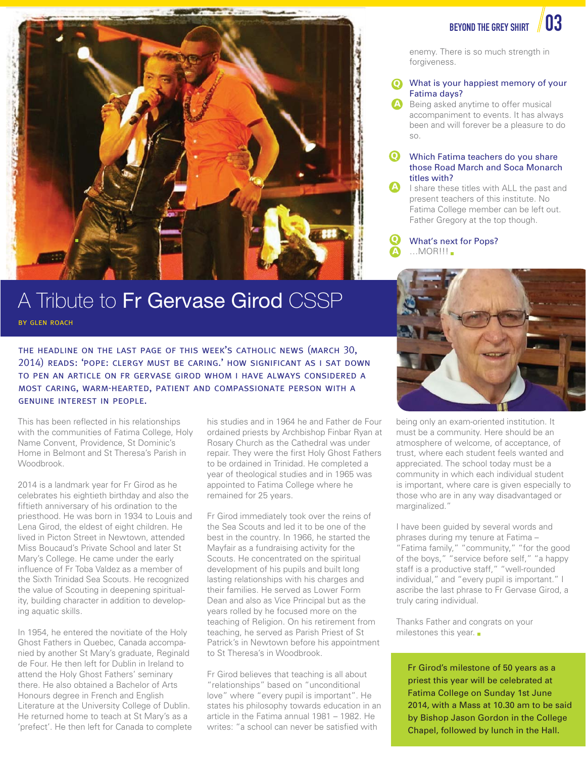enemy. There is so much strength in forgiveness.

**Q** What is your happiest memory of your Fatima days?

**A** Being asked anytime to offer musical accompaniment to events. It has always been and will forever be a pleasure to do so.

**Q** Which Fatima teachers do you share those Road March and Soca Monarch titles with?

**A** I share these titles with ALL the past and present teachers of this institute. No Fatima College member can be left out. Father Gregory at the top though.

**Q** What's next for Pops?

**A** …MOR!!!

# A Tribute to Fr Gervase Girod CSSP

BY GLEN ROACH

THE HEADLINE ON THE LAST PAGE OF THIS WEEK'S CATHOLIC NEWS (MARCH 30, 2014) READS: 'POPE: CLERGY MUST BE CARING.' HOW SIGNIFICANT AS I SAT DOWN TO PEN AN ARTICLE ON FR GERVASE GIROD WHOM I HAVE ALWAYS CONSIDERED A MOST CARING, WARM-HEARTED, PATIENT AND COMPASSIONATE PERSON WITH A GENUINE INTEREST IN PEOPLE.

This has been reflected in his relationships with the communities of Fatima College, Holy Name Convent, Providence, St Dominic's Home in Belmont and St Theresa's Parish in Woodbrook.

2014 is a landmark year for Fr Girod as he celebrates his eightieth birthday and also the fiftieth anniversary of his ordination to the priesthood. He was born in 1934 to Louis and Lena Girod, the eldest of eight children. He lived in Picton Street in Newtown, attended Miss Boucaud's Private School and later St Mary's College. He came under the early influence of Fr Toba Valdez as a member of the Sixth Trinidad Sea Scouts. He recognized the value of Scouting in deepening spirituality, building character in addition to developing aquatic skills.

In 1954, he entered the novitiate of the Holy Ghost Fathers in Quebec, Canada accompanied by another St Mary's graduate, Reginald de Four. He then left for Dublin in Ireland to attend the Holy Ghost Fathers' seminary there. He also obtained a Bachelor of Arts Honours degree in French and English Literature at the University College of Dublin. He returned home to teach at St Mary's as a 'prefect'. He then left for Canada to complete his studies and in 1964 he and Father de Four ordained priests by Archbishop Finbar Ryan at Rosary Church as the Cathedral was under repair. They were the first Holy Ghost Fathers to be ordained in Trinidad. He completed a year of theological studies and in 1965 was appointed to Fatima College where he remained for 25 years.

Fr Girod immediately took over the reins of the Sea Scouts and led it to be one of the best in the country. In 1966, he started the Mayfair as a fundraising activity for the Scouts. He concentrated on the spiritual development of his pupils and built long lasting relationships with his charges and their families. He served as Lower Form Dean and also as Vice Principal but as the years rolled by he focused more on the teaching of Religion. On his retirement from teaching, he served as Parish Priest of St Patrick's in Newtown before his appointment to St Theresa's in Woodbrook.

Fr Girod believes that teaching is all about "relationships" based on "unconditional love" where "every pupil is important". He states his philosophy towards education in an article in the Fatima annual 1981 – 1982. He writes: "a school can never be satisfied with being only an exam-oriented institution. It must be a community. Here should be an atmosphere of welcome, of acceptance, of trust, where each student feels wanted and appreciated. The school today must be a community in which each individual student is important, where care is given especially to those who are in any way disadvantaged or marginalized."

I have been guided by several words and phrases during my tenure at Fatima – "Fatima family," "community," "for the good of the boys," "service before self," "a happy staff is a productive staff," "well-rounded individual," and "every pupil is important." I ascribe the last phrase to Fr Gervase Girod, a truly caring individual.

Thanks Father and congrats on your milestones this year.

Fr Girod's milestone of 50 years as a priest this year will be celebrated at Fatima College on Sunday 1st June 2014, with a Mass at 10.30 am to be said by Bishop Jason Gordon in the College Chapel, followed by lunch in the Hall.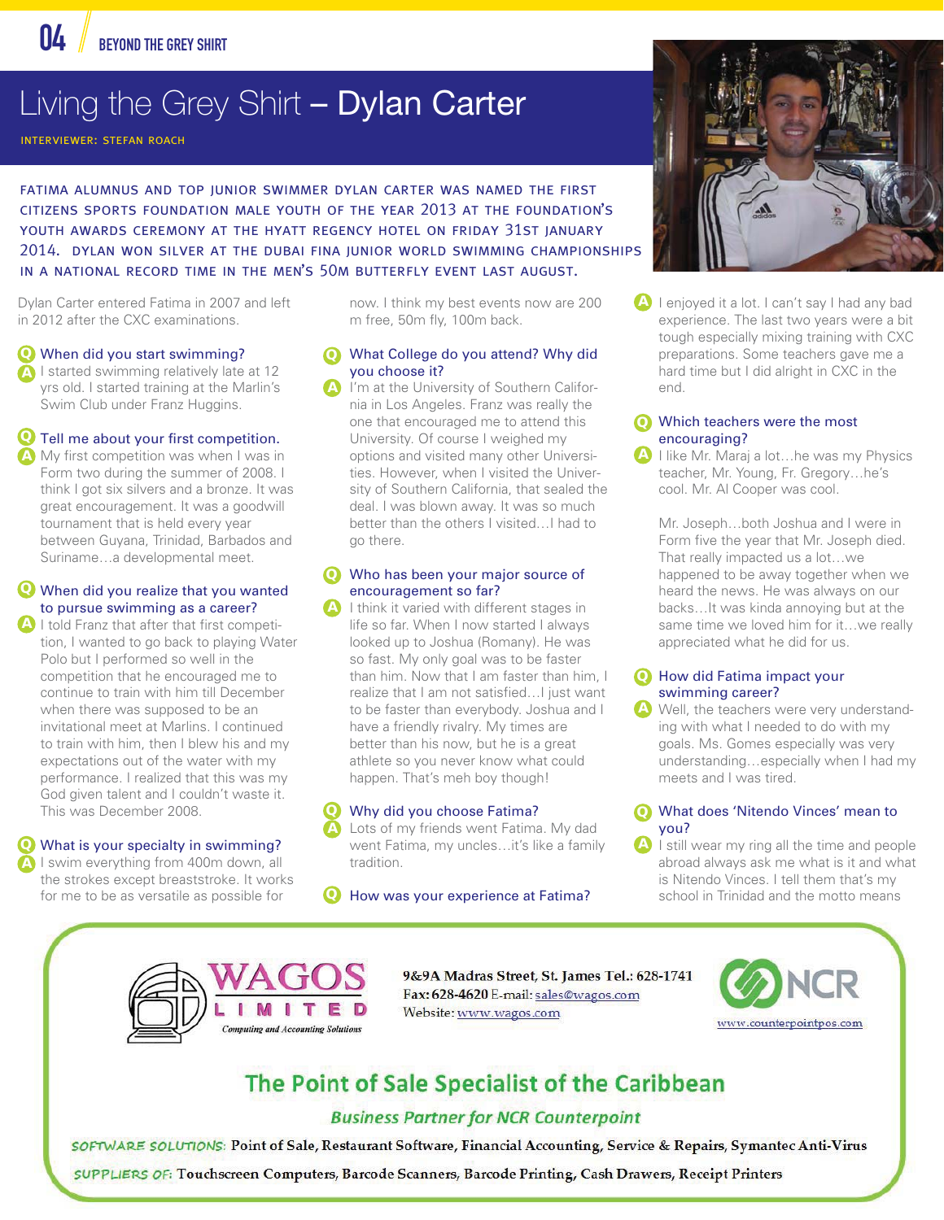# Living the Grey Shirt – Dylan Carter

INTERVIEWER: STEFAN ROACH

FATIMA ALUMNUS AND TOP JUNIOR SWIMMER DYLAN CARTER WAS NAMED THE FIRST CITIZENS SPORTS FOUNDATION MALE YOUTH OF THE YEAR 2013 AT THE FOUNDATION'S YOUTH AWARDS CEREMONY AT THE HYATT REGENCY HOTEL ON FRIDAY 31ST JANUARY 2014. DYLAN WON SILVER AT THE DUBAI FINA JUNIOR WORLD SWIMMING CHAMPIONSHIPS IN A NATIONAL RECORD TIME IN THE MEN'S 50M BUTTERFLY EVENT LAST AUGUST.

Dylan Carter entered Fatima in 2007 and left in 2012 after the CXC examinations.

**Q** When did you start swimming?

**A** I started swimming relatively late at 12 yrs old. I started training at the Marlin's Swim Club under Franz Huggins.

**Q** Tell me about your first competition.

**A** My first competition was when I was in Form two during the summer of 2008. I think I got six silvers and a bronze. It was great encouragement. It was a goodwill tournament that is held every year between Guyana, Trinidad, Barbados and Suriname…a developmental meet.

**Q** When did you realize that you wanted to pursue swimming as a career?

**A** I told Franz that after that first competition, I wanted to go back to playing Water Polo but I performed so well in the competition that he encouraged me to continue to train with him till December when there was supposed to be an invitational meet at Marlins. I continued to train with him, then I blew his and my expectations out of the water with my performance. I realized that this was my God given talent and I couldn't waste it. This was December 2008.

**Q** What is your specialty in swimming?

**A** I swim everything from 400m down, all the strokes except breaststroke. It works for me to be as versatile as possible for now. I think my best events now are 200 m free, 50m fly, 100m back.

**Q** What College do you attend? Why did you choose it?

**A** I'm at the University of Southern California in Los Angeles. Franz was really the one that encouraged me to attend this University. Of course I weighed my options and visited many other Universities. However, when I visited the University of Southern California, that sealed the deal. I was blown away. It was so much better than the others I visited…I had to go there.

**Q** Who has been your major source of encouragement so far?

**A** I think it varied with different stages in life so far. When I now started I always looked up to Joshua (Romany). He was so fast. My only goal was to be faster than him. Now that I am faster than him, I realize that I am not satisfied…I just want to be faster than everybody. Joshua and I have a friendly rivalry. My times are better than his now, but he is a great athlete so you never know what could happen. That's meh boy though!

**Q** Why did you choose Fatima?

**A** Lots of my friends went Fatima. My dad went Fatima, my uncles…it's like a family tradition.

**Q** How was your experience at Fatima?

**A** I enjoyed it a lot. I can't say I had any bad experience. The last two years were a bit tough especially mixing training with CXC preparations. Some teachers gave me a hard time but I did alright in CXC in the end.

**Q** Which teachers were the most encouraging?

**A** I like Mr. Maraj a lot…he was my Physics teacher, Mr. Young, Fr. Gregory…he's cool. Mr. Al Cooper was cool.

Mr. Joseph…both Joshua and I were in Form five the year that Mr. Joseph died. That really impacted us a lot…we happened to be away together when we heard the news. He was always on our backs…It was kinda annoying but at the same time we loved him for it…we really appreciated what he did for us.

**Q** How did Fatima impact your swimming career?

**A** Well, the teachers were very understanding with what I needed to do with my goals. Ms. Gomes especially was very understanding…especially when I had my meets and I was tired.

**Q** What does 'Nitendo Vinces' mean to you?

**A** I still wear my ring all the time and people abroad always ask me what is it and what is Nitendo Vinces. I tell them that's my school in Trinidad and the motto means

---

**WAGOS LIMITED**
*Computing and Accounting Solutions*

9&9A Madras Street, St. James Tel.: 628-1741
Fax: 628-4620 E-mail: sales@wagos.com
Website: www.wagos.com

NCR — www.counterpointpos.com

## The Point of Sale Specialist of the Caribbean

*Business Partner for NCR Counterpoint*

*SOFTWARE SOLUTIONS:* Point of Sale, Restaurant Software, Financial Accounting, Service & Repairs, Symantec Anti-Virus

*SUPPLIERS OF:* Touchscreen Computers, Barcode Scanners, Barcode Printing, Cash Drawers, Receipt Printers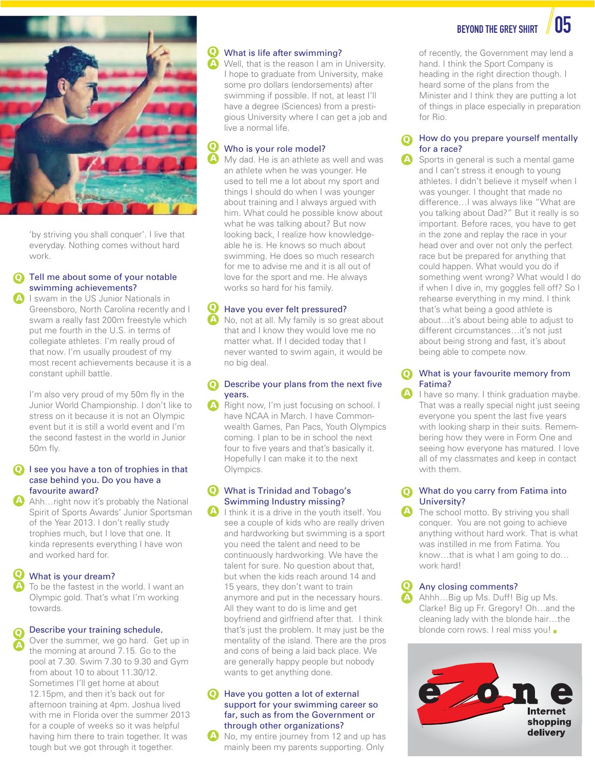'by striving you shall conquer'. I live that everyday. Nothing comes without hard work.

**Q Tell me about some of your notable swimming achievements?**

**A** I swam in the US Junior Nationals in Greensboro, North Carolina recently and I swam a really fast 200m freestyle which put me fourth in the U.S. in terms of collegiate athletes. I'm really proud of that now. I'm usually proudest of my most recent achievements because it is a constant uphill battle.

I'm also very proud of my 50m fly in the Junior World Championship. I don't like to stress on it because it is not an Olympic event but it is still a world event and I'm the second fastest in the world in Junior 50m fly.

**Q I see you have a ton of trophies in that case behind you. Do you have a favourite award?**

**A** Ahh…right now it's probably the National Spirit of Sports Awards' Junior Sportsman of the Year 2013. I don't really study trophies much, but I love that one. It kinda represents everything I have won and worked hard for.

**Q What is your dream?**

**A** To be the fastest in the world. I want an Olympic gold. That's what I'm working towards.

**Q Describe your training schedule.**

**A** Over the summer, we go hard. Get up in the morning at around 7.15. Go to the pool at 7.30. Swim 7.30 to 9.30 and Gym from about 10 to about 11.30/12. Sometimes I'll get home at about 12.15pm, and then it's back out for afternoon training at 4pm. Joshua lived with me in Florida over the summer 2013 for a couple of weeks so it was helpful having him there to train together. It was tough but we got through it together.

**Q What is life after swimming?**

**A** Well, that is the reason I am in University. I hope to graduate from University, make some pro dollars (endorsements) after swimming if possible. If not, at least I'll have a degree (Sciences) from a prestigious University where I can get a job and live a normal life.

**Q Who is your role model?**

**A** My dad. He is an athlete as well and was an athlete when he was younger. He used to tell me a lot about my sport and things I should do when I was younger about training and I always argued with him. What could he possible know about what he was talking about? But now looking back, I realize how knowledgeable he is. He knows so much about swimming. He does so much research for me to advise me and it is all out of love for the sport and me. He always works so hard for his family.

**Q Have you ever felt pressured?**

**A** No, not at all. My family is so great about that and I know they would love me no matter what. If I decided today that I never wanted to swim again, it would be no big deal.

**Q Describe your plans from the next five years.**

**A** Right now, I'm just focusing on school. I have NCAA in March. I have Commonwealth Games, Pan Pacs, Youth Olympics coming. I plan to be in school the next four to five years and that's basically it. Hopefully I can make it to the next Olympics.

**Q What is Trinidad and Tobago's Swimming Industry missing?**

**A** I think it is a drive in the youth itself. You see a couple of kids who are really driven and hardworking but swimming is a sport you need the talent and need to be continuously hardworking. We have the talent for sure. No question about that, but when the kids reach around 14 and 15 years, they don't want to train anymore and put in the necessary hours. All they want to do is lime and get boyfriend and girlfriend after that. I think that's just the problem. It may just be the mentality of the island. There are the pros and cons of being a laid back place. We are generally happy people but nobody wants to get anything done.

**Q Have you gotten a lot of external support for your swimming career so far, such as from the Government or through other organizations?**

**A** No, my entire journey from 12 and up has mainly been my parents supporting. Only of recently, the Government may lend a hand. I think the Sport Company is heading in the right direction though. I heard some of the plans from the Minister and I think they are putting a lot of things in place especially in preparation for Rio.

**Q How do you prepare yourself mentally for a race?**

**A** Sports in general is such a mental game and I can't stress it enough to young athletes. I didn't believe it myself when I was younger. I thought that made no difference…I was always like "What are you talking about Dad?" But it really is so important. Before races, you have to get in the zone and replay the race in your head over and over not only the perfect race but be prepared for anything that could happen. What would you do if something went wrong? What would I do if when I dive in, my goggles fell off? So I rehearse everything in my mind. I think that's what being a good athlete is about…it's about being able to adjust to different circumstances…it's not just about being strong and fast, it's about being able to compete now.

**Q What is your favourite memory from Fatima?**

**A** I have so many. I think graduation maybe. That was a really special night just seeing everyone you spent the last five years with looking sharp in their suits. Remembering how they were in Form One and seeing how everyone has matured. I love all of my classmates and keep in contact with them.

**Q What do you carry from Fatima into University?**

**A** The school motto. By striving you shall conquer. You are not going to achieve anything without hard work. That is what was instilled in me from Fatima. You know…that is what I am going to do…work hard!

**Q Any closing comments?**

**A** Ahhh…Big up Ms. Duff! Big up Ms. Clarke! Big up Fr. Gregory! Oh…and the cleaning lady with the blonde hair…the blonde corn rows. I real miss you!

eZone Internet shopping delivery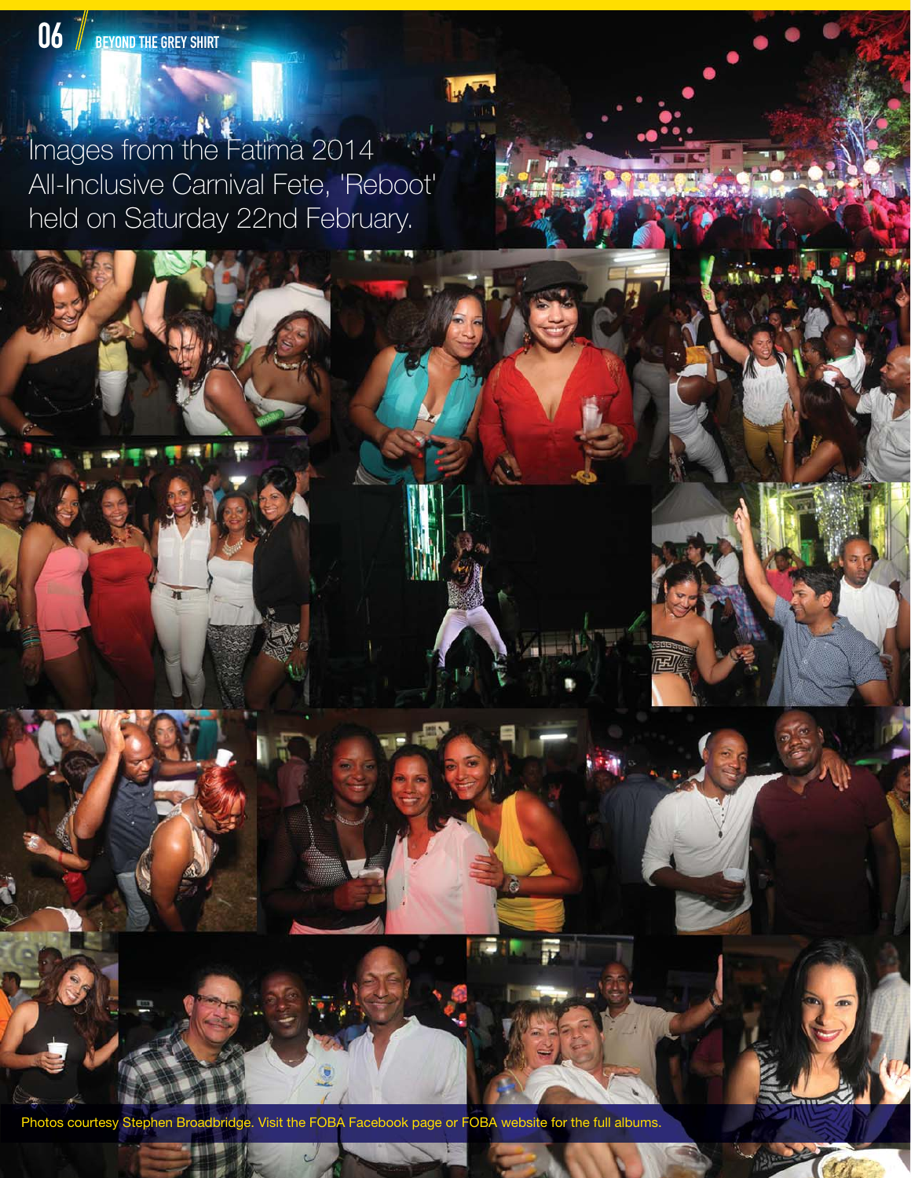Images from the Fatima 2014 All-Inclusive Carnival Fete, 'Reboot' held on Saturday 22nd February.

Photos courtesy Stephen Broadbridge. Visit the FOBA Facebook page or FOBA website for the full albums.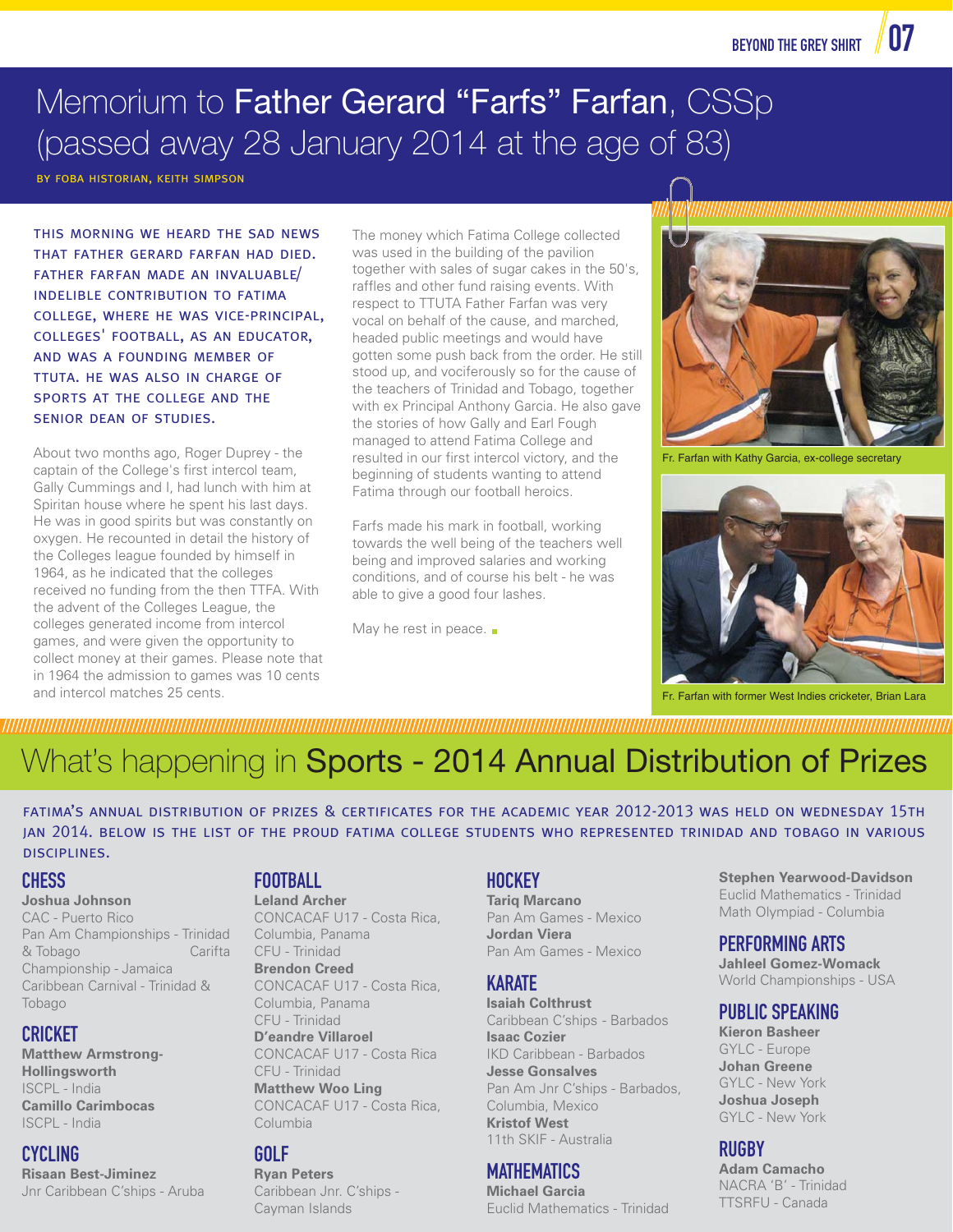# Memorium to Father Gerard "Farfs" Farfan, CSSp (passed away 28 January 2014 at the age of 83)

BY FOBA HISTORIAN, KEITH SIMPSON

THIS MORNING WE HEARD THE SAD NEWS THAT FATHER GERARD FARFAN HAD DIED. FATHER FARFAN MADE AN INVALUABLE/ INDELIBLE CONTRIBUTION TO FATIMA COLLEGE, WHERE HE WAS VICE-PRINCIPAL, COLLEGES' FOOTBALL, AS AN EDUCATOR, AND WAS A FOUNDING MEMBER OF TTUTA. HE WAS ALSO IN CHARGE OF SPORTS AT THE COLLEGE AND THE SENIOR DEAN OF STUDIES.

About two months ago, Roger Duprey - the captain of the College's first intercol team, Gally Cummings and I, had lunch with him at Spiritan house where he spent his last days. He was in good spirits but was constantly on oxygen. He recounted in detail the history of the Colleges league founded by himself in 1964, as he indicated that the colleges received no funding from the then TTFA. With the advent of the Colleges League, the colleges generated income from intercol games, and were given the opportunity to collect money at their games. Please note that in 1964 the admission to games was 10 cents and intercol matches 25 cents.

The money which Fatima College collected was used in the building of the pavilion together with sales of sugar cakes in the 50's, raffles and other fund raising events. With respect to TTUTA Father Farfan was very vocal on behalf of the cause, and marched, headed public meetings and would have gotten some push back from the order. He still stood up, and vociferously so for the cause of the teachers of Trinidad and Tobago, together with ex Principal Anthony Garcia. He also gave the stories of how Gally and Earl Fough managed to attend Fatima College and resulted in our first intercol victory, and the beginning of students wanting to attend Fatima through our football heroics.

Farfs made his mark in football, working towards the well being of the teachers well being and improved salaries and working conditions, and of course his belt - he was able to give a good four lashes.

May he rest in peace.

Fr. Farfan with Kathy Garcia, ex-college secretary

Fr. Farfan with former West Indies cricketer, Brian Lara

# What's happening in Sports - 2014 Annual Distribution of Prizes

FATIMA'S ANNUAL DISTRIBUTION OF PRIZES & CERTIFICATES FOR THE ACADEMIC YEAR 2012-2013 WAS HELD ON WEDNESDAY 15TH JAN 2014. BELOW IS THE LIST OF THE PROUD FATIMA COLLEGE STUDENTS WHO REPRESENTED TRINIDAD AND TOBAGO IN VARIOUS DISCIPLINES.

## CHESS

**Joshua Johnson**
CAC - Puerto Rico
Pan Am Championships - Trinidad & Tobago
Carifta Championship - Jamaica
Caribbean Carnival - Trinidad & Tobago

## CRICKET

**Matthew Armstrong-Hollingsworth**
ISCPL - India
**Camillo Carimbocas**
ISCPL - India

## CYCLING

**Risaan Best-Jiminez**
Jnr Caribbean C'ships - Aruba

## FOOTBALL

**Leland Archer**
CONCACAF U17 - Costa Rica, Columbia, Panama
CFU - Trinidad
**Brendon Creed**
CONCACAF U17 - Costa Rica, Columbia, Panama
CFU - Trinidad
**D'eandre Villaroel**
CONCACAF U17 - Costa Rica
CFU - Trinidad
**Matthew Woo Ling**
CONCACAF U17 - Costa Rica, Columbia

## GOLF

**Ryan Peters**
Caribbean Jnr. C'ships - Cayman Islands

## HOCKEY

**Tariq Marcano**
Pan Am Games - Mexico
**Jordan Viera**
Pan Am Games - Mexico

## KARATE

**Isaiah Colthrust**
Caribbean C'ships - Barbados
**Isaac Cozier**
IKD Caribbean - Barbados
**Jesse Gonsalves**
Pan Am Jnr C'ships - Barbados, Columbia, Mexico
**Kristof West**
11th SKIF - Australia

## MATHEMATICS

**Michael Garcia**
Euclid Mathematics - Trinidad
**Stephen Yearwood-Davidson**
Euclid Mathematics - Trinidad
Math Olympiad - Columbia

## PERFORMING ARTS

**Jahleel Gomez-Womack**
World Championships - USA

## PUBLIC SPEAKING

**Kieron Basheer**
GYLC - Europe
**Johan Greene**
GYLC - New York
**Joshua Joseph**
GYLC - New York

## RUGBY

**Adam Camacho**
NACRA 'B' - Trinidad
TTSRFU - Canada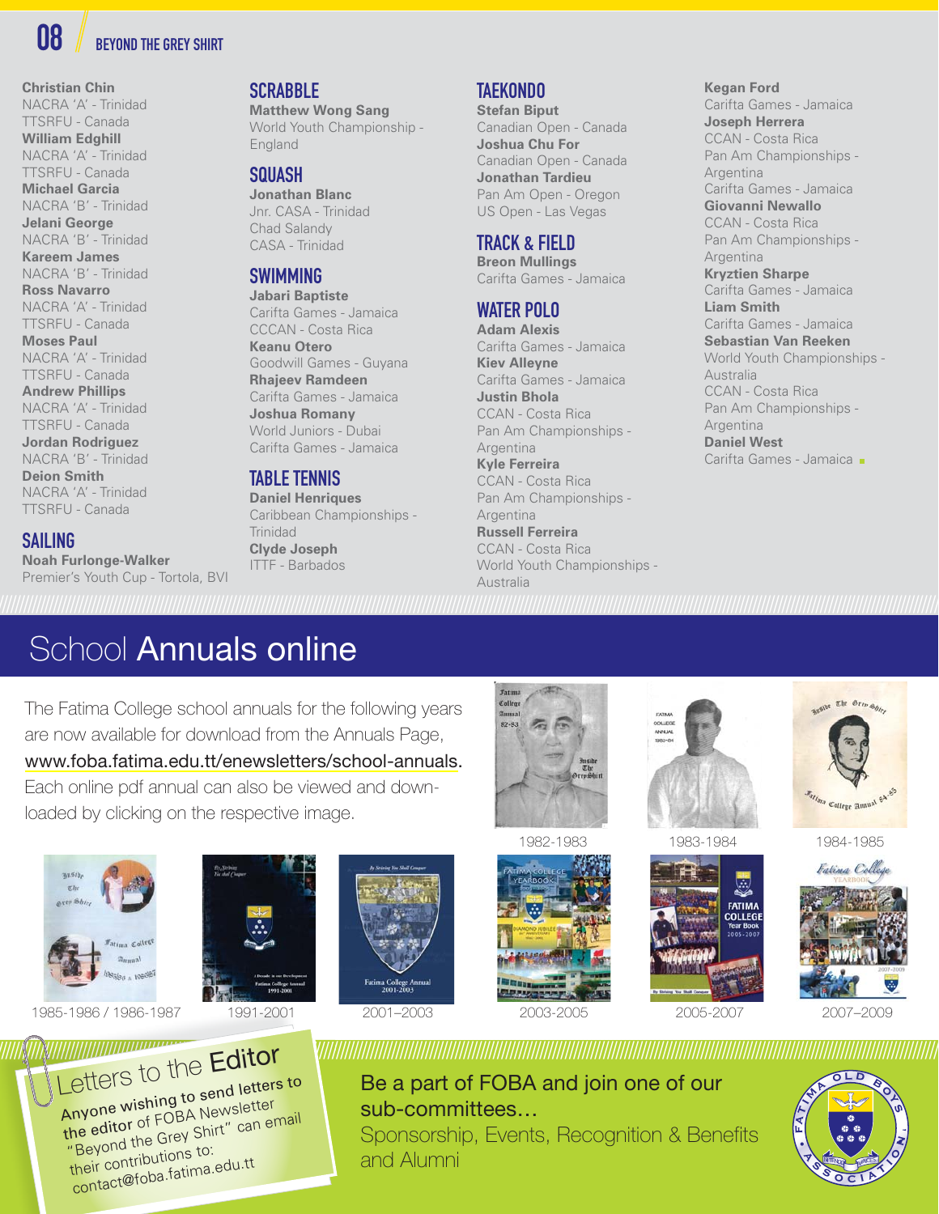Christian Chin
NACRA 'A' - Trinidad
TTSRFU - Canada

**William Edghill**
NACRA 'A' - Trinidad
TTSRFU - Canada

**Michael Garcia**
NACRA 'B' - Trinidad

**Jelani George**
NACRA 'B' - Trinidad

**Kareem James**
NACRA 'B' - Trinidad

**Ross Navarro**
NACRA 'A' - Trinidad
TTSRFU - Canada

**Moses Paul**
NACRA 'A' - Trinidad
TTSRFU - Canada

**Andrew Phillips**
NACRA 'A' - Trinidad
TTSRFU - Canada

**Jordan Rodriguez**
NACRA 'B' - Trinidad

**Deion Smith**
NACRA 'A' - Trinidad
TTSRFU - Canada

## SAILING

**Noah Furlonge-Walker**
Premier's Youth Cup - Tortola, BVI

## SCRABBLE

**Matthew Wong Sang**
World Youth Championship - England

## SQUASH

**Jonathan Blanc**
Jnr. CASA - Trinidad
Chad Salandy
CASA - Trinidad

## SWIMMING

**Jabari Baptiste**
Carifta Games - Jamaica
CCCAN - Costa Rica

**Keanu Otero**
Goodwill Games - Guyana

**Rhajeev Ramdeen**
Carifta Games - Jamaica

**Joshua Romany**
World Juniors - Dubai
Carifta Games - Jamaica

## TABLE TENNIS

**Daniel Henriques**
Caribbean Championships - Trinidad

**Clyde Joseph**
ITTF - Barbados

## TAEKONDO

**Stefan Biput**
Canadian Open - Canada

**Joshua Chu For**
Canadian Open - Canada

**Jonathan Tardieu**
Pan Am Open - Oregon
US Open - Las Vegas

## TRACK & FIELD

**Breon Mullings**
Carifta Games - Jamaica

## WATER POLO

**Adam Alexis**
Carifta Games - Jamaica

**Kiev Alleyne**
Carifta Games - Jamaica

**Justin Bhola**
CCAN - Costa Rica
Pan Am Championships - Argentina

**Kyle Ferreira**
CCAN - Costa Rica
Pan Am Championships - Argentina

**Russell Ferreira**
CCAN - Costa Rica
World Youth Championships - Australia

**Kegan Ford**
Carifta Games - Jamaica

**Joseph Herrera**
CCAN - Costa Rica
Pan Am Championships - Argentina
Carifta Games - Jamaica

**Giovanni Newallo**
CCAN - Costa Rica
Pan Am Championships - Argentina

**Kryztien Sharpe**
Carifta Games - Jamaica

**Liam Smith**
Carifta Games - Jamaica

**Sebastian Van Reeken**
World Youth Championships - Australia
CCAN - Costa Rica
Pan Am Championships - Argentina

**Daniel West**
Carifta Games - Jamaica

# School Annuals online

The Fatima College school annuals for the following years are now available for download from the Annuals Page, www.foba.fatima.edu.tt/enewsletters/school-annuals. Each online pdf annual can also be viewed and downloaded by clicking on the respective image.

1982-1983

1983-1984

1984-1985

1985-1986 / 1986-1987

1991-2001

2001–2003

2003-2005

2005-2007

2007–2009

## Letters to the Editor

Anyone wishing to send letters to the editor of FOBA Newsletter "Beyond the Grey Shirt" can email their contributions to: contact@foba.fatima.edu.tt

Be a part of FOBA and join one of our sub-committees…
Sponsorship, Events, Recognition & Benefits and Alumni